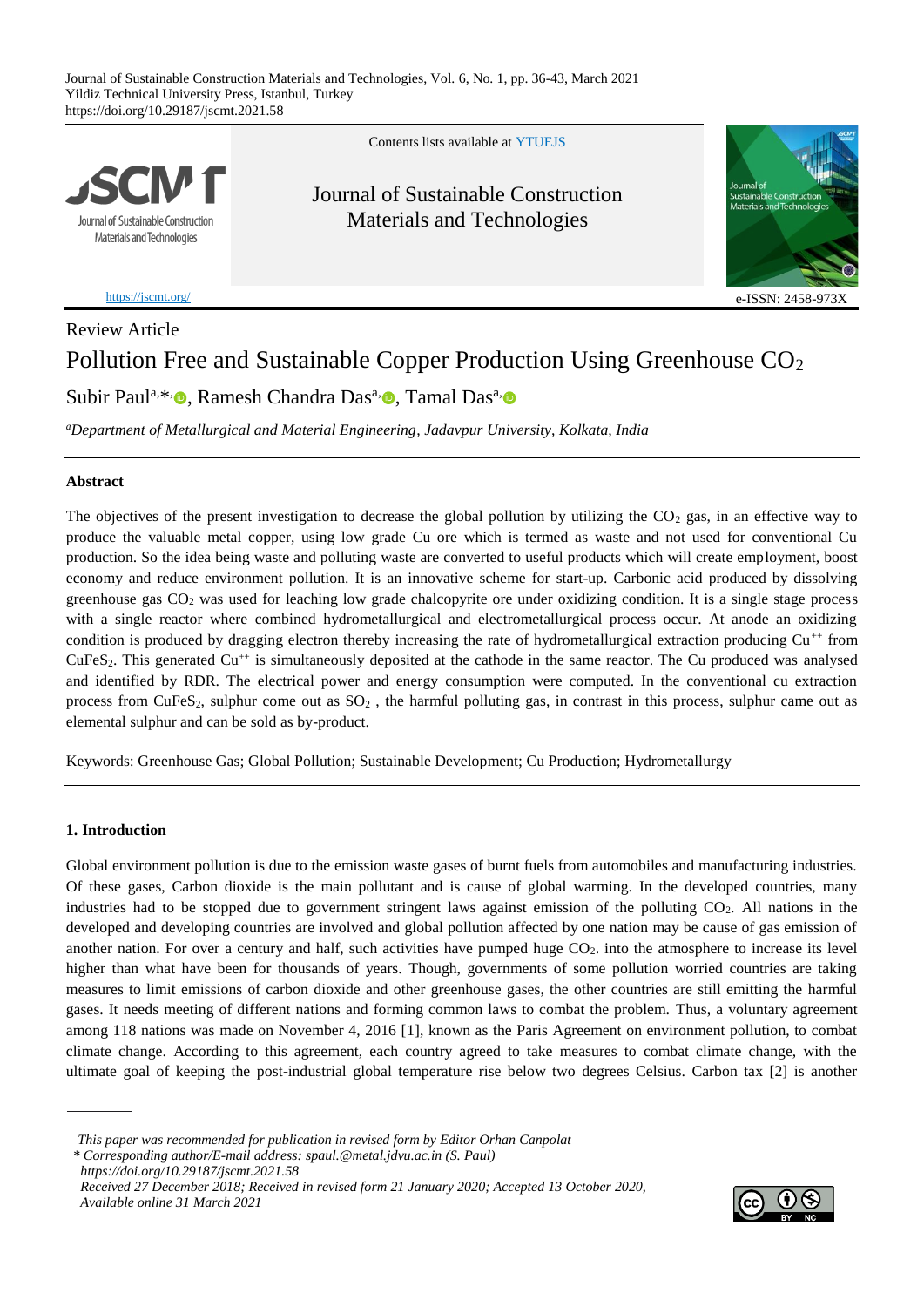Review Article

# Pollution Free and Sustainable Copper Production Using Greenhouse $CO_2$

Subir Paul[a,*], Ramesh Chandra Das[a], Tamal Das[a]

[a]*Department of Metallurgical and Material Engineering, Jadavpur University, Kolkata, India*

## Abstract

The objectives of the present investigation to decrease the global pollution by utilizing the $CO_2$ gas, in an effective way to produce the valuable metal copper, using low grade Cu ore which is termed as waste and not used for conventional Cu production. So the idea being waste and polluting waste are converted to useful products which will create employment, boost economy and reduce environment pollution. It is an innovative scheme for start-up. Carbonic acid produced by dissolving greenhouse gas $CO_2$ was used for leaching low grade chalcopyrite ore under oxidizing condition. It is a single stage process with a single reactor where combined hydrometallurgical and electrometallurgical process occur. At anode an oxidizing condition is produced by dragging electron thereby increasing the rate of hydrometallurgical extraction producing $Cu^{++}$ from $CuFeS_2$. This generated $Cu^{++}$ is simultaneously deposited at the cathode in the same reactor. The Cu produced was analysed and identified by RDR. The electrical power and energy consumption were computed. In the conventional cu extraction process from $CuFeS_2$, sulphur come out as $SO_2$ , the harmful polluting gas, in contrast in this process, sulphur came out as elemental sulphur and can be sold as by-product.

Keywords: Greenhouse Gas; Global Pollution; Sustainable Development; Cu Production; Hydrometallurgy

## 1. Introduction

Global environment pollution is due to the emission waste gases of burnt fuels from automobiles and manufacturing industries. Of these gases, Carbon dioxide is the main pollutant and is cause of global warming. In the developed countries, many industries had to be stopped due to government stringent laws against emission of the polluting $CO_2$. All nations in the developed and developing countries are involved and global pollution affected by one nation may be cause of gas emission of another nation. For over a century and half, such activities have pumped huge $CO_2$. into the atmosphere to increase its level higher than what have been for thousands of years. Though, governments of some pollution worried countries are taking measures to limit emissions of carbon dioxide and other greenhouse gases, the other countries are still emitting the harmful gases. It needs meeting of different nations and forming common laws to combat the problem. Thus, a voluntary agreement among 118 nations was made on November 4, 2016 [1], known as the Paris Agreement on environment pollution, to combat climate change. According to this agreement, each country agreed to take measures to combat climate change, with the ultimate goal of keeping the post-industrial global temperature rise below two degrees Celsius. Carbon tax [2] is another

---

*This paper was recommended for publication in revised form by Editor Orhan Canpolat*
*\* Corresponding author/E-mail address: spaul.@metal.jdvu.ac.in (S. Paul)*
*https://doi.org/10.29187/jscmt.2021.58*
*Received 27 December 2018; Received in revised form 21 January 2020; Accepted 13 October 2020, Available online 31 March 2021*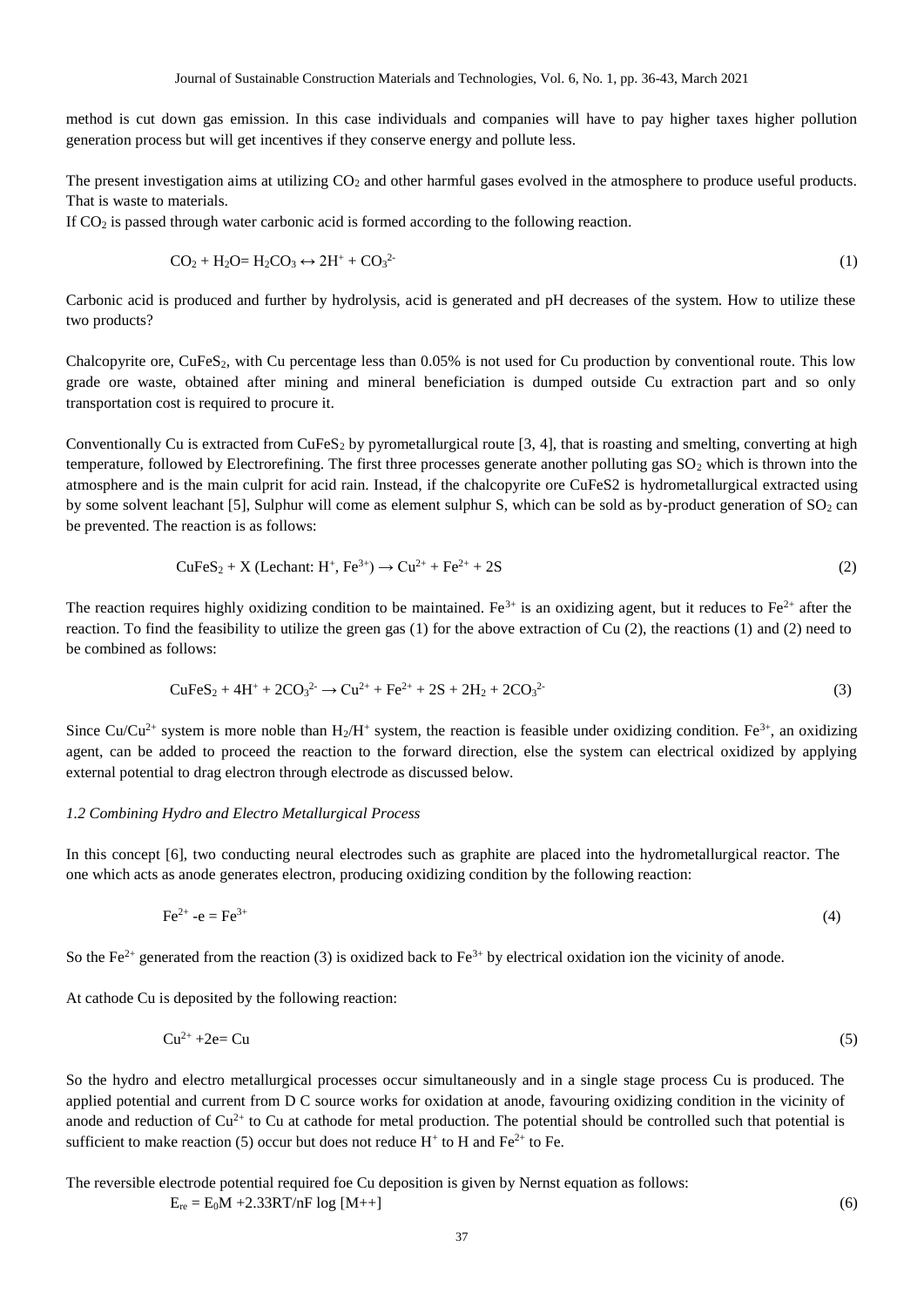method is cut down gas emission. In this case individuals and companies will have to pay higher taxes higher pollution generation process but will get incentives if they conserve energy and pollute less.

The present investigation aims at utilizing $CO_2$ and other harmful gases evolved in the atmosphere to produce useful products. That is waste to materials.

If $CO_2$ is passed through water carbonic acid is formed according to the following reaction.

$$CO_2 + H_2O = H_2CO_3 \leftrightarrow 2H^+ + CO_3^{2-} \tag{1}$$

Carbonic acid is produced and further by hydrolysis, acid is generated and pH decreases of the system. How to utilize these two products?

Chalcopyrite ore, $CuFeS_2$, with Cu percentage less than 0.05% is not used for Cu production by conventional route. This low grade ore waste, obtained after mining and mineral beneficiation is dumped outside Cu extraction part and so only transportation cost is required to procure it.

Conventionally Cu is extracted from $CuFeS_2$ by pyrometallurgical route [3, 4], that is roasting and smelting, converting at high temperature, followed by Electrorefining. The first three processes generate another polluting gas $SO_2$ which is thrown into the atmosphere and is the main culprit for acid rain. Instead, if the chalcopyrite ore CuFeS2 is hydrometallurgical extracted using by some solvent leachant [5], Sulphur will come as element sulphur S, which can be sold as by-product generation of $SO_2$ can be prevented. The reaction is as follows:

$$CuFeS_2 + X\ (\text{Lechant: } H^+, Fe^{3+}) \rightarrow Cu^{2+} + Fe^{2+} + 2S \tag{2}$$

The reaction requires highly oxidizing condition to be maintained. $Fe^{3+}$ is an oxidizing agent, but it reduces to $Fe^{2+}$ after the reaction. To find the feasibility to utilize the green gas (1) for the above extraction of Cu (2), the reactions (1) and (2) need to be combined as follows:

$$CuFeS_2 + 4H^+ + 2CO_3^{2-} \rightarrow Cu^{2+} + Fe^{2+} + 2S + 2H_2 + 2CO_3^{2-} \tag{3}$$

Since $Cu/Cu^{2+}$ system is more noble than $H_2/H^+$ system, the reaction is feasible under oxidizing condition. $Fe^{3+}$, an oxidizing agent, can be added to proceed the reaction to the forward direction, else the system can electrical oxidized by applying external potential to drag electron through electrode as discussed below.

### *1.2 Combining Hydro and Electro Metallurgical Process*

In this concept [6], two conducting neural electrodes such as graphite are placed into the hydrometallurgical reactor. The one which acts as anode generates electron, producing oxidizing condition by the following reaction:

$$Fe^{2+} - e = Fe^{3+} \tag{4}$$

So the $Fe^{2+}$ generated from the reaction (3) is oxidized back to $Fe^{3+}$ by electrical oxidation ion the vicinity of anode.

At cathode Cu is deposited by the following reaction:

$$Cu^{2+} + 2e = Cu \tag{5}$$

So the hydro and electro metallurgical processes occur simultaneously and in a single stage process Cu is produced. The applied potential and current from D C source works for oxidation at anode, favouring oxidizing condition in the vicinity of anode and reduction of $Cu^{2+}$ to Cu at cathode for metal production. The potential should be controlled such that potential is sufficient to make reaction (5) occur but does not reduce $H^+$ to H and $Fe^{2+}$ to Fe.

The reversible electrode potential required foe Cu deposition is given by Nernst equation as follows:

$$E_{re} = E_0M + 2.33RT/nF \log [M^{++}] \tag{6}$$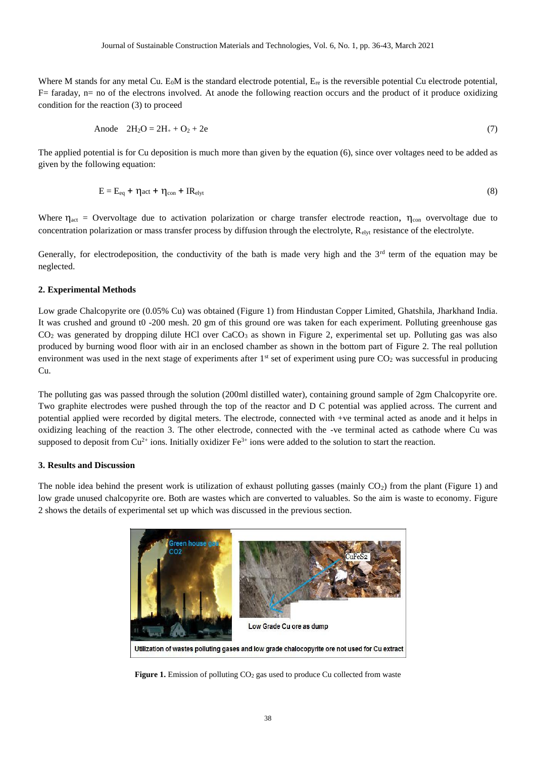Where M stands for any metal Cu. $E_0M$ is the standard electrode potential, $E_{re}$ is the reversible potential Cu electrode potential, F= faraday, n= no of the electrons involved. At anode the following reaction occurs and the product of it produce oxidizing condition for the reaction (3) to proceed

$$\text{Anode} \quad 2H_2O = 2H_+ + O_2 + 2e \tag{7}$$

The applied potential is for Cu deposition is much more than given by the equation (6), since over voltages need to be added as given by the following equation:

$$E = E_{eq} + \eta_{act} + \eta_{con} + IR_{elyt} \tag{8}$$

Where $\eta_{act}$ = Overvoltage due to activation polarization or charge transfer electrode reaction, $\eta_{con}$ overvoltage due to concentration polarization or mass transfer process by diffusion through the electrolyte, $R_{elyt}$ resistance of the electrolyte.

Generally, for electrodeposition, the conductivity of the bath is made very high and the 3rd term of the equation may be neglected.

## 2. Experimental Methods

Low grade Chalcopyrite ore (0.05% Cu) was obtained (Figure 1) from Hindustan Copper Limited, Ghatshila, Jharkhand India. It was crushed and ground t0 -200 mesh. 20 gm of this ground ore was taken for each experiment. Polluting greenhouse gas $CO_2$ was generated by dropping dilute HCl over $CaCO_3$ as shown in Figure 2, experimental set up. Polluting gas was also produced by burning wood floor with air in an enclosed chamber as shown in the bottom part of Figure 2. The real pollution environment was used in the next stage of experiments after 1st set of experiment using pure $CO_2$ was successful in producing Cu.

The polluting gas was passed through the solution (200ml distilled water), containing ground sample of 2gm Chalcopyrite ore. Two graphite electrodes were pushed through the top of the reactor and D C potential was applied across. The current and potential applied were recorded by digital meters. The electrode, connected with +ve terminal acted as anode and it helps in oxidizing leaching of the reaction 3. The other electrode, connected with the -ve terminal acted as cathode where Cu was supposed to deposit from $Cu^{2+}$ ions. Initially oxidizer $Fe^{3+}$ ions were added to the solution to start the reaction.

## 3. Results and Discussion

The noble idea behind the present work is utilization of exhaust polluting gasses (mainly $CO_2$) from the plant (Figure 1) and low grade unused chalcopyrite ore. Both are wastes which are converted to valuables. So the aim is waste to economy. Figure 2 shows the details of experimental set up which was discussed in the previous section.

**Figure 1.** Emission of polluting $CO_2$ gas used to produce Cu collected from waste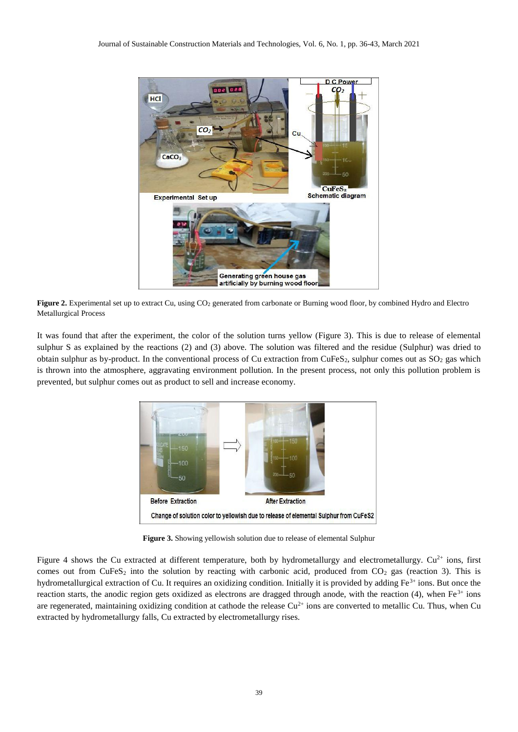**Figure 2.** Experimental set up to extract Cu, using $CO_2$ generated from carbonate or Burning wood floor, by combined Hydro and Electro Metallurgical Process

It was found that after the experiment, the color of the solution turns yellow (Figure 3). This is due to release of elemental sulphur S as explained by the reactions (2) and (3) above. The solution was filtered and the residue (Sulphur) was dried to obtain sulphur as by-product. In the conventional process of Cu extraction from $CuFeS_2$, sulphur comes out as $SO_2$ gas which is thrown into the atmosphere, aggravating environment pollution. In the present process, not only this pollution problem is prevented, but sulphur comes out as product to sell and increase economy.

**Figure 3.** Showing yellowish solution due to release of elemental Sulphur

Figure 4 shows the Cu extracted at different temperature, both by hydrometallurgy and electrometallurgy. $Cu^{2+}$ ions, first comes out from $CuFeS_2$ into the solution by reacting with carbonic acid, produced from $CO_2$ gas (reaction 3). This is hydrometallurgical extraction of Cu. It requires an oxidizing condition. Initially it is provided by adding $Fe^{3+}$ ions. But once the reaction starts, the anodic region gets oxidized as electrons are dragged through anode, with the reaction (4), when $Fe^{3+}$ ions are regenerated, maintaining oxidizing condition at cathode the release $Cu^{2+}$ ions are converted to metallic Cu. Thus, when Cu extracted by hydrometallurgy falls, Cu extracted by electrometallurgy rises.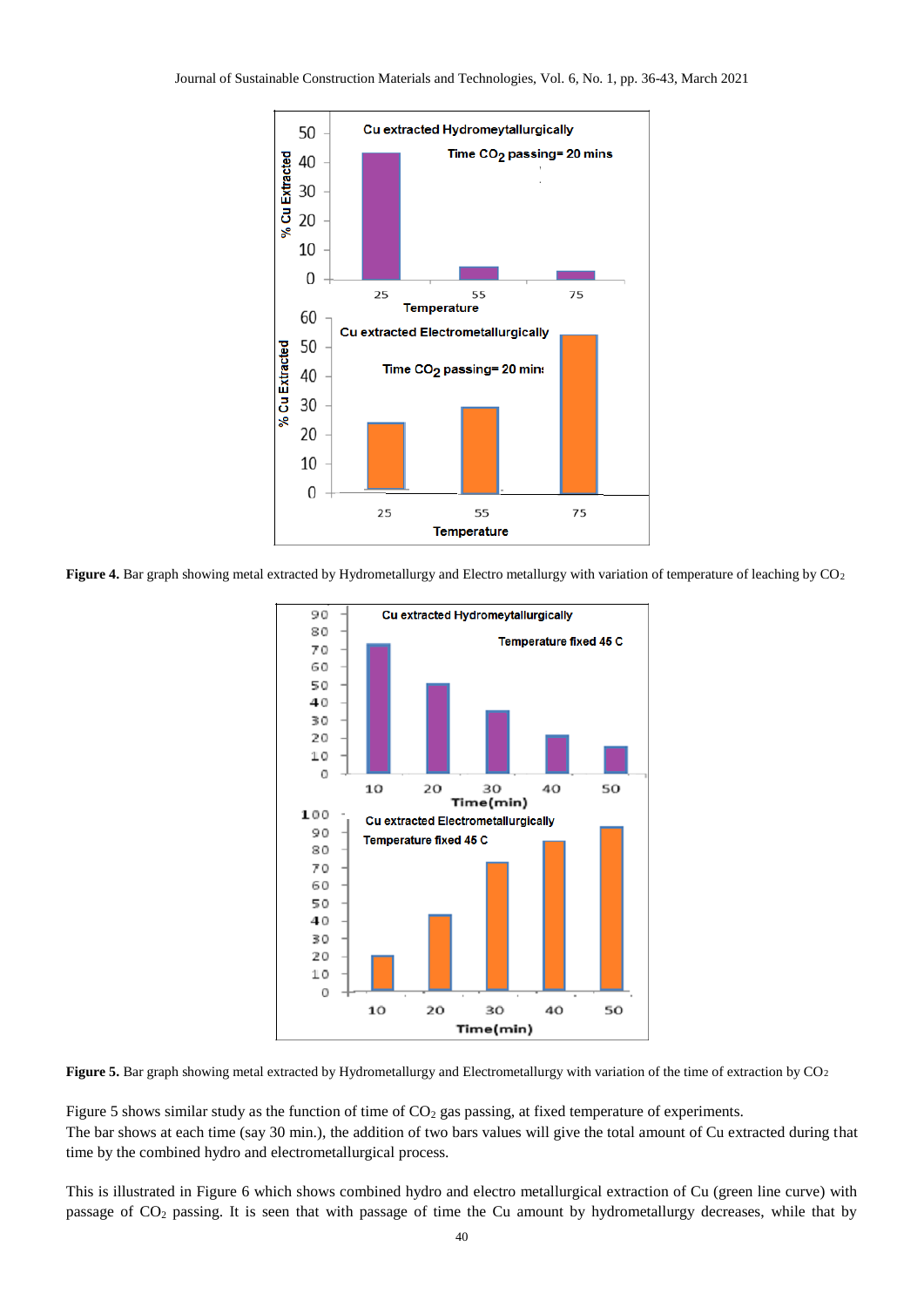**Figure 4.** Bar graph showing metal extracted by Hydrometallurgy and Electro metallurgy with variation of temperature of leaching by $CO_2$

**Figure 5.** Bar graph showing metal extracted by Hydrometallurgy and Electrometallurgy with variation of the time of extraction by $CO_2$

Figure 5 shows similar study as the function of time of $CO_2$ gas passing, at fixed temperature of experiments.
The bar shows at each time (say 30 min.), the addition of two bars values will give the total amount of Cu extracted during that time by the combined hydro and electrometallurgical process.

This is illustrated in Figure 6 which shows combined hydro and electro metallurgical extraction of Cu (green line curve) with passage of $CO_2$ passing. It is seen that with passage of time the Cu amount by hydrometallurgy decreases, while that by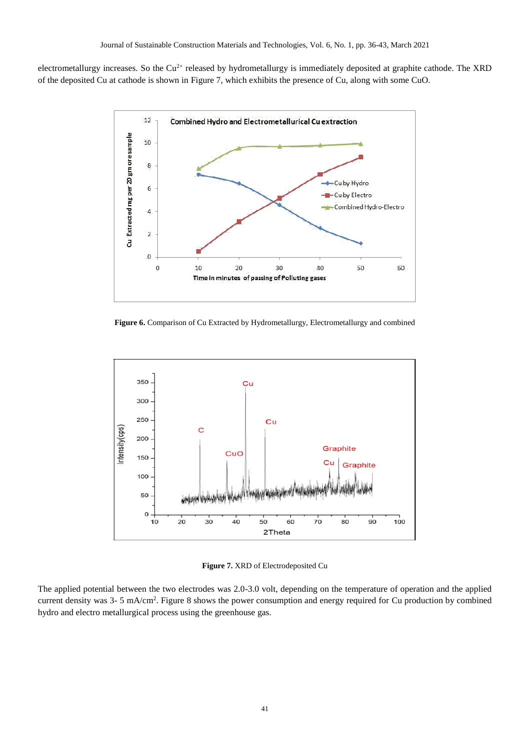electrometallurgy increases. So the $Cu^{2+}$ released by hydrometallurgy is immediately deposited at graphite cathode. The XRD of the deposited Cu at cathode is shown in Figure 7, which exhibits the presence of Cu, along with some CuO.

**Figure 6.** Comparison of Cu Extracted by Hydrometallurgy, Electrometallurgy and combined

**Figure 7.** XRD of Electrodeposited Cu

The applied potential between the two electrodes was 2.0-3.0 volt, depending on the temperature of operation and the applied current density was 3- 5 $mA/cm^2$. Figure 8 shows the power consumption and energy required for Cu production by combined hydro and electro metallurgical process using the greenhouse gas.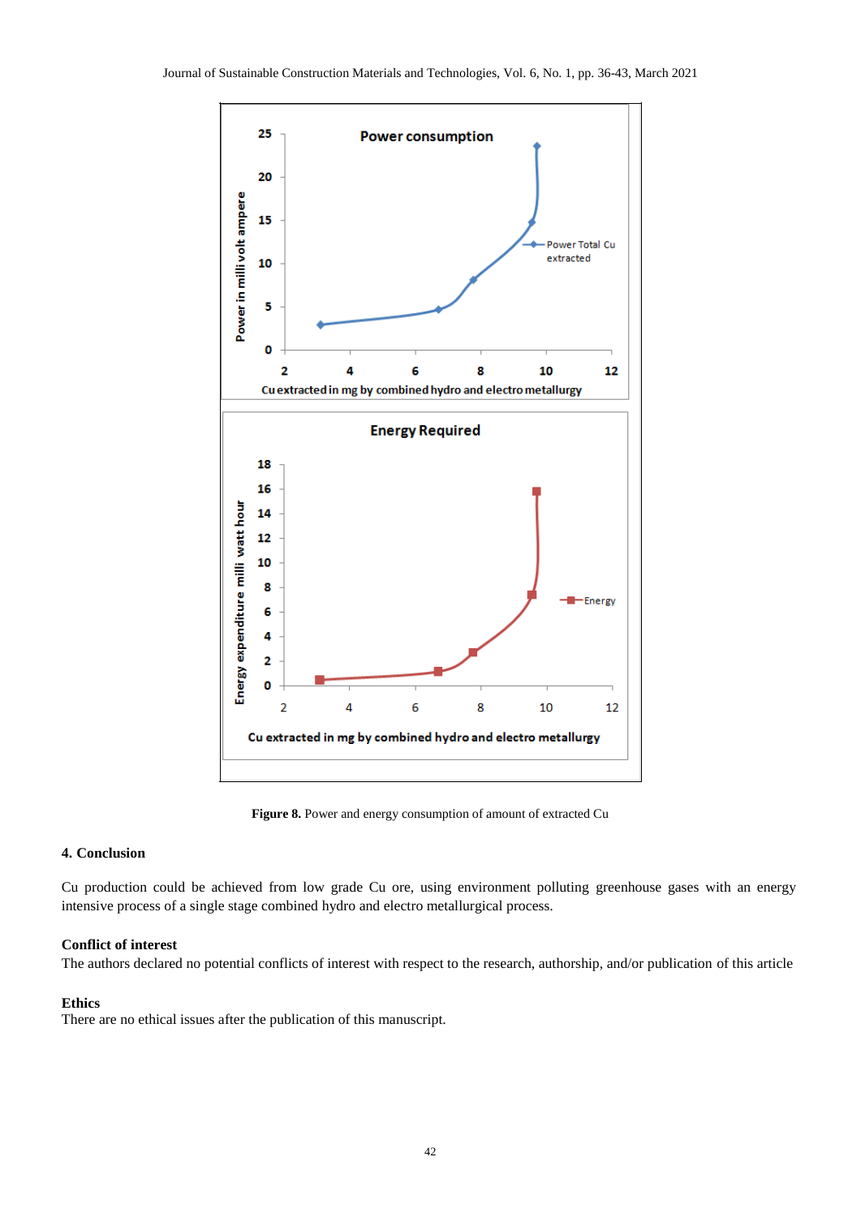**Figure 8.** Power and energy consumption of amount of extracted Cu

## 4. Conclusion

Cu production could be achieved from low grade Cu ore, using environment polluting greenhouse gases with an energy intensive process of a single stage combined hydro and electro metallurgical process.

### Conflict of interest

The authors declared no potential conflicts of interest with respect to the research, authorship, and/or publication of this article

### Ethics

There are no ethical issues after the publication of this manuscript.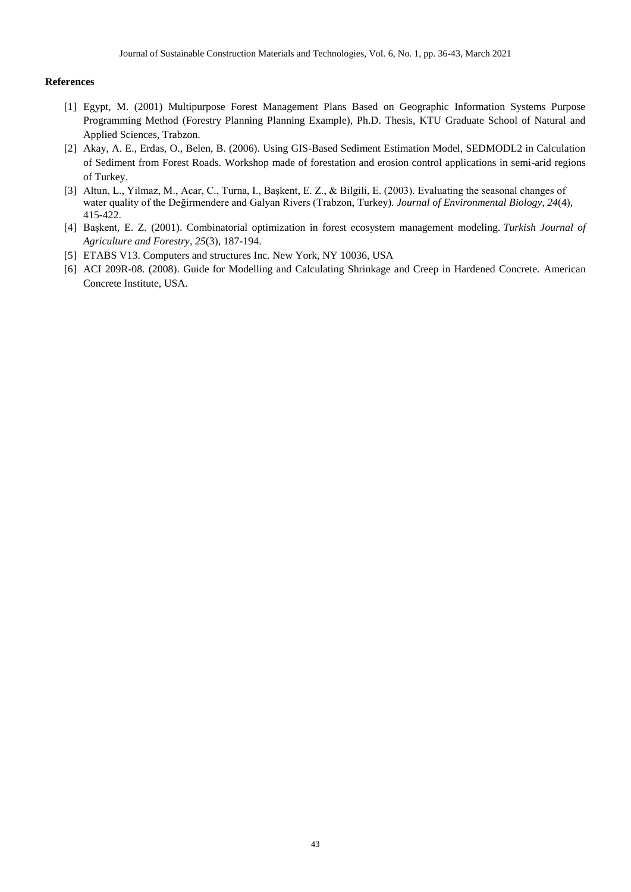## References

[1] Egypt, M. (2001) Multipurpose Forest Management Plans Based on Geographic Information Systems Purpose Programming Method (Forestry Planning Planning Example), Ph.D. Thesis, KTU Graduate School of Natural and Applied Sciences, Trabzon.

[2] Akay, A. E., Erdas, O., Belen, B. (2006). Using GIS-Based Sediment Estimation Model, SEDMODL2 in Calculation of Sediment from Forest Roads. Workshop made of forestation and erosion control applications in semi-arid regions of Turkey.

[3] Altun, L., Yilmaz, M., Acar, C., Turna, I., Başkent, E. Z., & Bilgili, E. (2003). Evaluating the seasonal changes of water quality of the Değirmendere and Galyan Rivers (Trabzon, Turkey). *Journal of Environmental Biology*, *24*(4), 415-422.

[4] Başkent, E. Z. (2001). Combinatorial optimization in forest ecosystem management modeling. *Turkish Journal of Agriculture and Forestry*, *25*(3), 187-194.

[5] ETABS V13. Computers and structures Inc. New York, NY 10036, USA

[6] ACI 209R-08. (2008). Guide for Modelling and Calculating Shrinkage and Creep in Hardened Concrete. American Concrete Institute, USA.